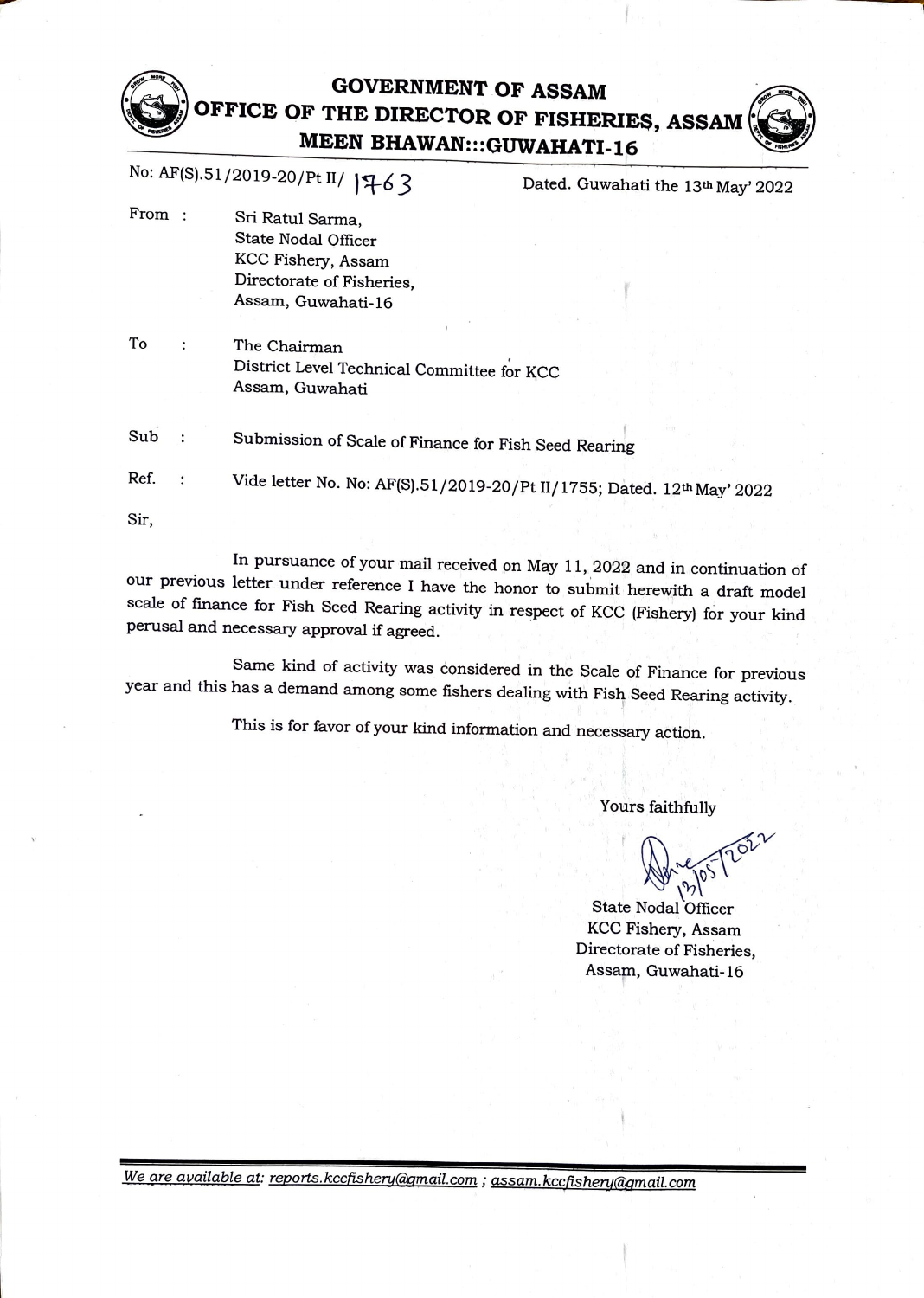# GOVERNMENT OF ASSAM
## OFFICE OF THE DIRECTOR OF FISHERIES, ASSAM
### MEEN BHAWAN:::GUWAHATI-16

No: AF(S).51/2019-20/Pt II/ 1763 Dated. Guwahati the 13th May' 2022

From : Sri Ratul Sarma,
State Nodal Officer
KCC Fishery, Assam
Directorate of Fisheries,
Assam, Guwahati-16

To : The Chairman
District Level Technical Committee for KCC
Assam, Guwahati

Sub : Submission of Scale of Finance for Fish Seed Rearing

Ref. : Vide letter No. No: AF(S).51/2019-20/Pt II/1755; Dated. 12th May' 2022

Sir,

In pursuance of your mail received on May 11, 2022 and in continuation of our previous letter under reference I have the honor to submit herewith a draft model scale of finance for Fish Seed Rearing activity in respect of KCC (Fishery) for your kind perusal and necessary approval if agreed.

Same kind of activity was considered in the Scale of Finance for previous year and this has a demand among some fishers dealing with Fish Seed Rearing activity.

This is for favor of your kind information and necessary action.

Yours faithfully

13/05/2022

State Nodal Officer
KCC Fishery, Assam
Directorate of Fisheries,
Assam, Guwahati-16

*We are available at:* reports.kccfishery@gmail.com ; assam.kccfishery@gmail.com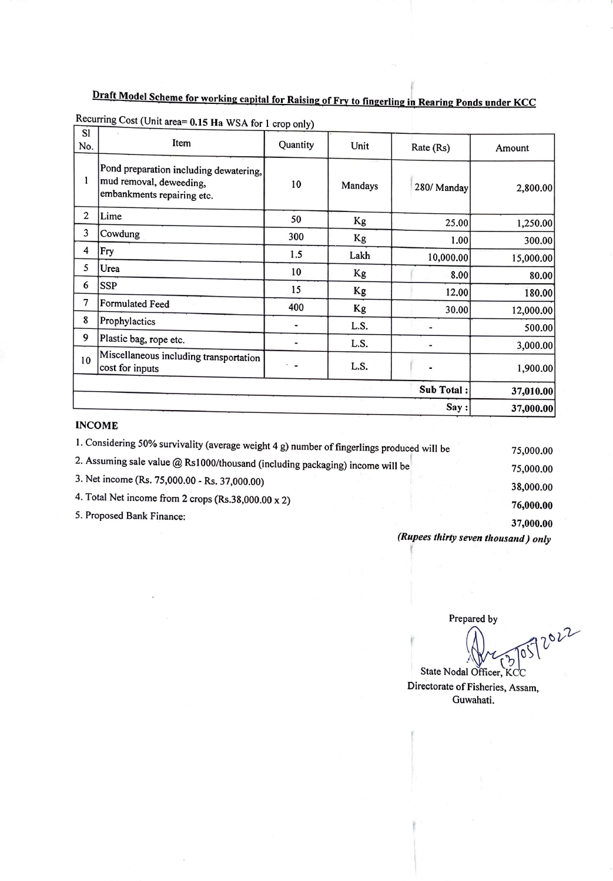## Draft Model Scheme for working capital for Raising of Fry to fingerling in Rearing Ponds under KCC

Recurring Cost (Unit area= **0.15 Ha** WSA for 1 crop only)

| Sl No. | Item | Quantity | Unit | Rate (Rs) | Amount |
|---|---|---|---|---|---|
| 1 | Pond preparation including dewatering, mud removal, deweeding, embankments repairing etc. | 10 | Mandays | 280/ Manday | 2,800.00 |
| 2 | Lime | 50 | Kg | 25.00 | 1,250.00 |
| 3 | Cowdung | 300 | Kg | 1.00 | 300.00 |
| 4 | Fry | 1.5 | Lakh | 10,000.00 | 15,000.00 |
| 5 | Urea | 10 | Kg | 8.00 | 80.00 |
| 6 | SSP | 15 | Kg | 12.00 | 180.00 |
| 7 | Formulated Feed | 400 | Kg | 30.00 | 12,000.00 |
| 8 | Prophylactics | - | L.S. | - | 500.00 |
| 9 | Plastic bag, rope etc. | - | L.S. | - | 3,000.00 |
| 10 | Miscellaneous including transportation cost for inputs | - | L.S. | - | 1,900.00 |
| | | | | **Sub Total :** | **37,010.00** |
| | | | | **Say :** | **37,000.00** |

**INCOME**

1. Considering 50% survivality (average weight 4 g) number of fingerlings produced will be 75,000.00
2. Assuming sale value @ Rs1000/thousand (including packaging) income will be 75,000.00
3. Net income (Rs. 75,000.00 - Rs. 37,000.00) 38,000.00
4. Total Net income from 2 crops (Rs.38,000.00 x 2) **76,000.00**
5. Proposed Bank Finance: **37,000.00**

***(Rupees thirty seven thousand) only***

Prepared by

13/05/2022

State Nodal Officer, KCC
Directorate of Fisheries, Assam,
Guwahati.